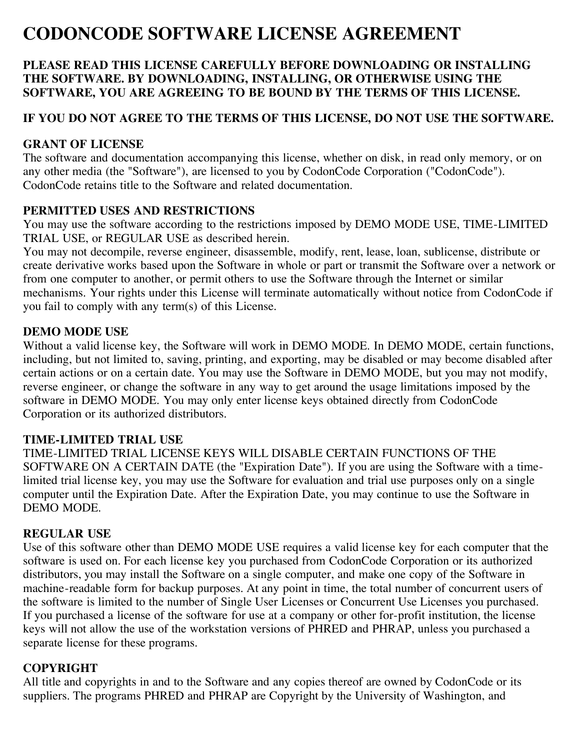# CODONCODE SOFTWARE LICENSE AGREEMENT

**PLEASE READ THIS LICENSE CAREFULLY BEFORE DOWNLOADING OR INSTALLING THE SOFTWARE. BY DOWNLOADING, INSTALLING, OR OTHERWISE USING THE SOFTWARE, YOU ARE AGREEING TO BE BOUND BY THE TERMS OF THIS LICENSE.**

**IF YOU DO NOT AGREE TO THE TERMS OF THIS LICENSE, DO NOT USE THE SOFTWARE.**

**GRANT OF LICENSE**
The software and documentation accompanying this license, whether on disk, in read only memory, or on any other media (the "Software"), are licensed to you by CodonCode Corporation ("CodonCode"). CodonCode retains title to the Software and related documentation.

**PERMITTED USES AND RESTRICTIONS**
You may use the software according to the restrictions imposed by DEMO MODE USE, TIME-LIMITED TRIAL USE, or REGULAR USE as described herein.
You may not decompile, reverse engineer, disassemble, modify, rent, lease, loan, sublicense, distribute or create derivative works based upon the Software in whole or part or transmit the Software over a network or from one computer to another, or permit others to use the Software through the Internet or similar mechanisms. Your rights under this License will terminate automatically without notice from CodonCode if you fail to comply with any term(s) of this License.

**DEMO MODE USE**
Without a valid license key, the Software will work in DEMO MODE. In DEMO MODE, certain functions, including, but not limited to, saving, printing, and exporting, may be disabled or may become disabled after certain actions or on a certain date. You may use the Software in DEMO MODE, but you may not modify, reverse engineer, or change the software in any way to get around the usage limitations imposed by the software in DEMO MODE. You may only enter license keys obtained directly from CodonCode Corporation or its authorized distributors.

**TIME-LIMITED TRIAL USE**
TIME-LIMITED TRIAL LICENSE KEYS WILL DISABLE CERTAIN FUNCTIONS OF THE SOFTWARE ON A CERTAIN DATE (the "Expiration Date"). If you are using the Software with a time-limited trial license key, you may use the Software for evaluation and trial use purposes only on a single computer until the Expiration Date. After the Expiration Date, you may continue to use the Software in DEMO MODE.

**REGULAR USE**
Use of this software other than DEMO MODE USE requires a valid license key for each computer that the software is used on. For each license key you purchased from CodonCode Corporation or its authorized distributors, you may install the Software on a single computer, and make one copy of the Software in machine-readable form for backup purposes. At any point in time, the total number of concurrent users of the software is limited to the number of Single User Licenses or Concurrent Use Licenses you purchased. If you purchased a license of the software for use at a company or other for-profit institution, the license keys will not allow the use of the workstation versions of PHRED and PHRAP, unless you purchased a separate license for these programs.

**COPYRIGHT**
All title and copyrights in and to the Software and any copies thereof are owned by CodonCode or its suppliers. The programs PHRED and PHRAP are Copyright by the University of Washington, and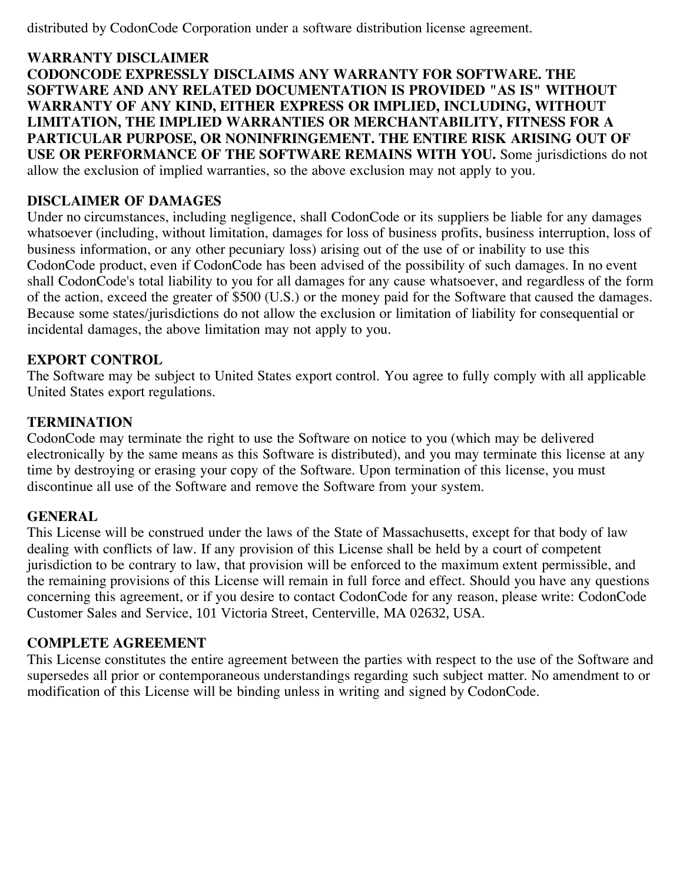distributed by CodonCode Corporation under a software distribution license agreement.

**WARRANTY DISCLAIMER**

**CODONCODE EXPRESSLY DISCLAIMS ANY WARRANTY FOR SOFTWARE. THE SOFTWARE AND ANY RELATED DOCUMENTATION IS PROVIDED "AS IS" WITHOUT WARRANTY OF ANY KIND, EITHER EXPRESS OR IMPLIED, INCLUDING, WITHOUT LIMITATION, THE IMPLIED WARRANTIES OR MERCHANTABILITY, FITNESS FOR A PARTICULAR PURPOSE, OR NONINFRINGEMENT. THE ENTIRE RISK ARISING OUT OF USE OR PERFORMANCE OF THE SOFTWARE REMAINS WITH YOU.** Some jurisdictions do not allow the exclusion of implied warranties, so the above exclusion may not apply to you.

**DISCLAIMER OF DAMAGES**

Under no circumstances, including negligence, shall CodonCode or its suppliers be liable for any damages whatsoever (including, without limitation, damages for loss of business profits, business interruption, loss of business information, or any other pecuniary loss) arising out of the use of or inability to use this CodonCode product, even if CodonCode has been advised of the possibility of such damages. In no event shall CodonCode's total liability to you for all damages for any cause whatsoever, and regardless of the form of the action, exceed the greater of $500 (U.S.) or the money paid for the Software that caused the damages. Because some states/jurisdictions do not allow the exclusion or limitation of liability for consequential or incidental damages, the above limitation may not apply to you.

**EXPORT CONTROL**

The Software may be subject to United States export control. You agree to fully comply with all applicable United States export regulations.

**TERMINATION**

CodonCode may terminate the right to use the Software on notice to you (which may be delivered electronically by the same means as this Software is distributed), and you may terminate this license at any time by destroying or erasing your copy of the Software. Upon termination of this license, you must discontinue all use of the Software and remove the Software from your system.

**GENERAL**

This License will be construed under the laws of the State of Massachusetts, except for that body of law dealing with conflicts of law. If any provision of this License shall be held by a court of competent jurisdiction to be contrary to law, that provision will be enforced to the maximum extent permissible, and the remaining provisions of this License will remain in full force and effect. Should you have any questions concerning this agreement, or if you desire to contact CodonCode for any reason, please write: CodonCode Customer Sales and Service, 101 Victoria Street, Centerville, MA 02632, USA.

**COMPLETE AGREEMENT**

This License constitutes the entire agreement between the parties with respect to the use of the Software and supersedes all prior or contemporaneous understandings regarding such subject matter. No amendment to or modification of this License will be binding unless in writing and signed by CodonCode.